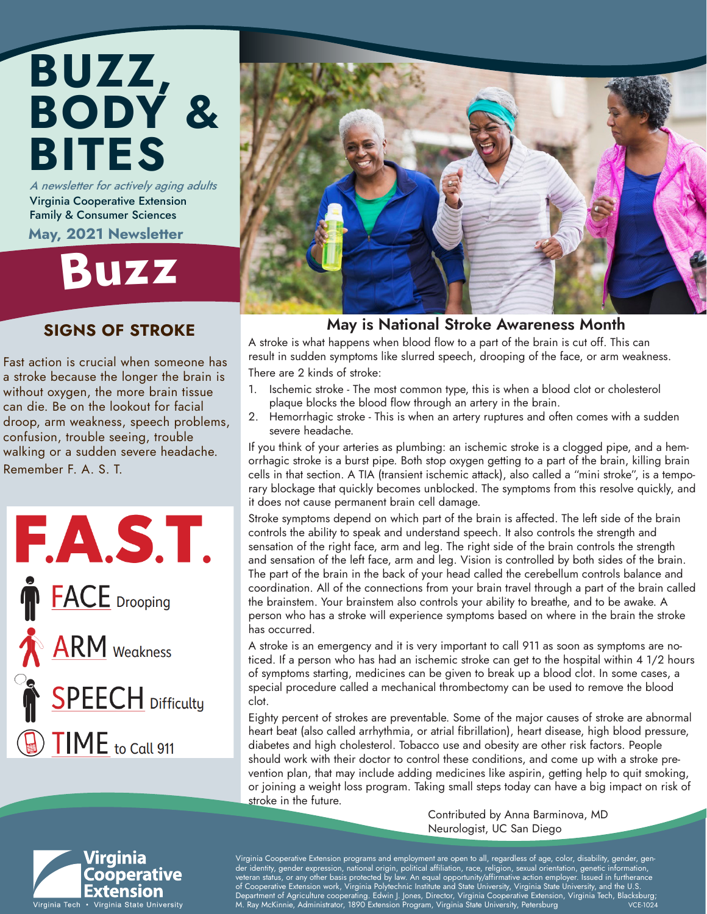# BUZZ, BODY & BITES

*A newsletter for actively aging adults*

Virginia Cooperative Extension
Family & Consumer Sciences

**May, 2021 Newsletter**

# Buzz

## SIGNS OF STROKE

Fast action is crucial when someone has a stroke because the longer the brain is without oxygen, the more brain tissue can die. Be on the lookout for facial droop, arm weakness, speech problems, confusion, trouble seeing, trouble walking or a sudden severe headache. Remember F. A. S. T.

**F.A.S.T.**

- FACE Drooping
- ARM Weakness
- SPEECH Difficulty
- TIME to Call 911

## May is National Stroke Awareness Month

A stroke is what happens when blood flow to a part of the brain is cut off. This can result in sudden symptoms like slurred speech, drooping of the face, or arm weakness. There are 2 kinds of stroke:

1. Ischemic stroke - The most common type, this is when a blood clot or cholesterol plaque blocks the blood flow through an artery in the brain.
2. Hemorrhagic stroke - This is when an artery ruptures and often comes with a sudden severe headache.

If you think of your arteries as plumbing: an ischemic stroke is a clogged pipe, and a hemorrhagic stroke is a burst pipe. Both stop oxygen getting to a part of the brain, killing brain cells in that section. A TIA (transient ischemic attack), also called a "mini stroke", is a temporary blockage that quickly becomes unblocked. The symptoms from this resolve quickly, and it does not cause permanent brain cell damage.

Stroke symptoms depend on which part of the brain is affected. The left side of the brain controls the ability to speak and understand speech. It also controls the strength and sensation of the right face, arm and leg. The right side of the brain controls the strength and sensation of the left face, arm and leg. Vision is controlled by both sides of the brain. The part of the brain in the back of your head called the cerebellum controls balance and coordination. All of the connections from your brain travel through a part of the brain called the brainstem. Your brainstem also controls your ability to breathe, and to be awake. A person who has a stroke will experience symptoms based on where in the brain the stroke has occurred.

A stroke is an emergency and it is very important to call 911 as soon as symptoms are noticed. If a person who has had an ischemic stroke can get to the hospital within 4 1/2 hours of symptoms starting, medicines can be given to break up a blood clot. In some cases, a special procedure called a mechanical thrombectomy can be used to remove the blood clot.

Eighty percent of strokes are preventable. Some of the major causes of stroke are abnormal heart beat (also called arrhythmia, or atrial fibrillation), heart disease, high blood pressure, diabetes and high cholesterol. Tobacco use and obesity are other risk factors. People should work with their doctor to control these conditions, and come up with a stroke prevention plan, that may include adding medicines like aspirin, getting help to quit smoking, or joining a weight loss program. Taking small steps today can have a big impact on risk of stroke in the future.

Contributed by Anna Barminova, MD
Neurologist, UC San Diego

Virginia Cooperative Extension
Virginia Tech • Virginia State University

Virginia Cooperative Extension programs and employment are open to all, regardless of age, color, disability, gender, gender identity, gender expression, national origin, political affiliation, race, religion, sexual orientation, genetic information, veteran status, or any other basis protected by law. An equal opportunity/affirmative action employer. Issued in furtherance of Cooperative Extension work, Virginia Polytechnic Institute and State University, Virginia State University, and the U.S. Department of Agriculture cooperating. Edwin J. Jones, Director, Virginia Cooperative Extension, Virginia Tech, Blacksburg; M. Ray McKinnie, Administrator, 1890 Extension Program, Virginia State University, Petersburg VCE-1024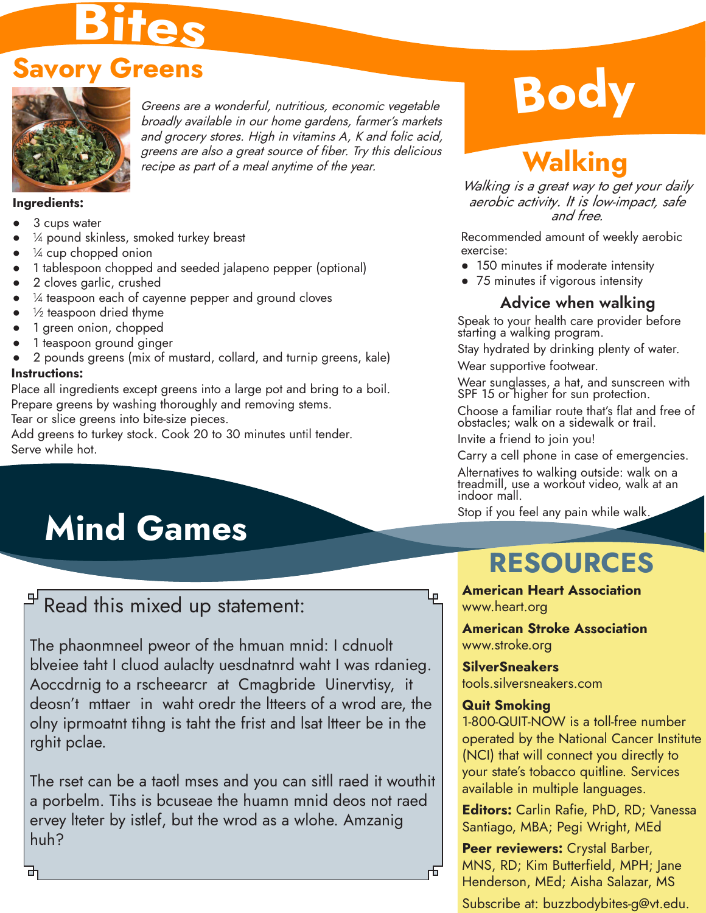# Bites

## Savory Greens

*Greens are a wonderful, nutritious, economic vegetable broadly available in our home gardens, farmer's markets and grocery stores. High in vitamins A, K and folic acid, greens are also a great source of fiber. Try this delicious recipe as part of a meal anytime of the year.*

**Ingredients:**

- 3 cups water
- ¼ pound skinless, smoked turkey breast
- ¼ cup chopped onion
- 1 tablespoon chopped and seeded jalapeno pepper (optional)
- 2 cloves garlic, crushed
- ¼ teaspoon each of cayenne pepper and ground cloves
- ½ teaspoon dried thyme
- 1 green onion, chopped
- 1 teaspoon ground ginger
- 2 pounds greens (mix of mustard, collard, and turnip greens, kale)

**Instructions:**

Place all ingredients except greens into a large pot and bring to a boil.
Prepare greens by washing thoroughly and removing stems.
Tear or slice greens into bite-size pieces.
Add greens to turkey stock. Cook 20 to 30 minutes until tender.
Serve while hot.

# Body

## Walking

*Walking is a great way to get your daily aerobic activity. It is low-impact, safe and free.*

Recommended amount of weekly aerobic exercise:

- 150 minutes if moderate intensity
- 75 minutes if vigorous intensity

### Advice when walking

Speak to your health care provider before starting a walking program.

Stay hydrated by drinking plenty of water.

Wear supportive footwear.

Wear sunglasses, a hat, and sunscreen with SPF 15 or higher for sun protection.

Choose a familiar route that's flat and free of obstacles; walk on a sidewalk or trail.

Invite a friend to join you!

Carry a cell phone in case of emergencies.

Alternatives to walking outside: walk on a treadmill, use a workout video, walk at an indoor mall.

Stop if you feel any pain while walk.

# Mind Games

Read this mixed up statement:

The phaonmneel pweor of the hmuan mnid: I cdnuolt blveiee taht I cluod aulaclty uesdnatnrd waht I was rdanieg. Aoccdrnig to a rscheearcr at Cmagbride Uinervtisy, it deosn't mttaer in waht oredr the ltteers of a wrod are, the olny iprmoatnt tihng is taht the frist and lsat ltteer be in the rghit pclae.

The rset can be a taotl mses and you can sitll raed it wouthit a porbelm. Tihs is bcuseae the huamn mnid deos not raed ervey lteter by istlef, but the wrod as a wlohe. Amzanig huh?

# RESOURCES

**American Heart Association**
www.heart.org

**American Stroke Association**
www.stroke.org

**SilverSneakers**
tools.silversneakers.com

**Quit Smoking**
1-800-QUIT-NOW is a toll-free number operated by the National Cancer Institute (NCI) that will connect you directly to your state's tobacco quitline. Services available in multiple languages.

**Editors:** Carlin Rafie, PhD, RD; Vanessa Santiago, MBA; Pegi Wright, MEd

**Peer reviewers:** Crystal Barber, MNS, RD; Kim Butterfield, MPH; Jane Henderson, MEd; Aisha Salazar, MS

Subscribe at: buzzbodybites-g@vt.edu.